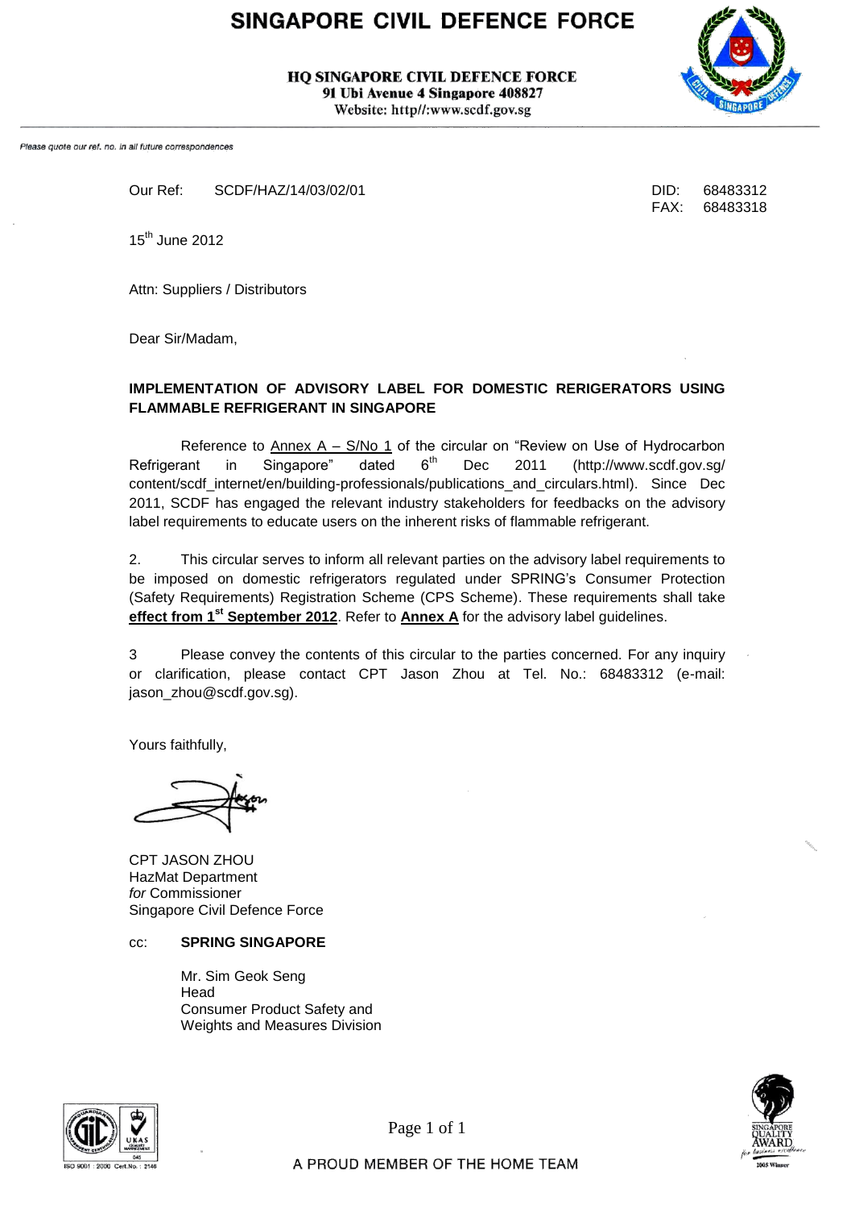# SINGAPORE CIVIL DEFENCE FORCE

**HQ SINGAPORE CIVIL DEFENCE FORCE**
**91 Ubi Avenue 4 Singapore 408827**
**Website: http//:www.scdf.gov.sg**

*Please quote our ref. no. in all future correspondences*

Our Ref: SCDF/HAZ/14/03/02/01

DID: 68483312
FAX: 68483318

15th June 2012

Attn: Suppliers / Distributors

Dear Sir/Madam,

**IMPLEMENTATION OF ADVISORY LABEL FOR DOMESTIC RERIGERATORS USING FLAMMABLE REFRIGERANT IN SINGAPORE**

Reference to Annex A – S/No 1 of the circular on "Review on Use of Hydrocarbon Refrigerant in Singapore" dated 6th Dec 2011 (http://www.scdf.gov.sg/content/scdf_internet/en/building-professionals/publications_and_circulars.html). Since Dec 2011, SCDF has engaged the relevant industry stakeholders for feedbacks on the advisory label requirements to educate users on the inherent risks of flammable refrigerant.

2. This circular serves to inform all relevant parties on the advisory label requirements to be imposed on domestic refrigerators regulated under SPRING's Consumer Protection (Safety Requirements) Registration Scheme (CPS Scheme). These requirements shall take **effect from 1st September 2012**. Refer to **Annex A** for the advisory label guidelines.

3 Please convey the contents of this circular to the parties concerned. For any inquiry or clarification, please contact CPT Jason Zhou at Tel. No.: 68483312 (e-mail: jason_zhou@scdf.gov.sg).

Yours faithfully,

CPT JASON ZHOU
HazMat Department
*for* Commissioner
Singapore Civil Defence Force

cc: **SPRING SINGAPORE**

Mr. Sim Geok Seng
Head
Consumer Product Safety and
Weights and Measures Division

A PROUD MEMBER OF THE HOME TEAM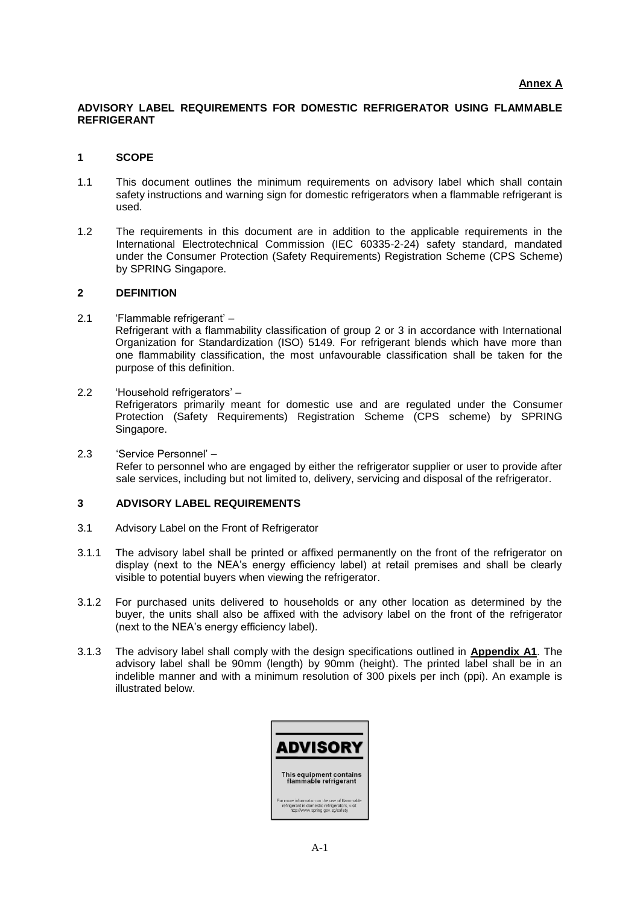**Annex A**

**ADVISORY LABEL REQUIREMENTS FOR DOMESTIC REFRIGERATOR USING FLAMMABLE REFRIGERANT**

## 1 SCOPE

1.1 This document outlines the minimum requirements on advisory label which shall contain safety instructions and warning sign for domestic refrigerators when a flammable refrigerant is used.

1.2 The requirements in this document are in addition to the applicable requirements in the International Electrotechnical Commission (IEC 60335-2-24) safety standard, mandated under the Consumer Protection (Safety Requirements) Registration Scheme (CPS Scheme) by SPRING Singapore.

## 2 DEFINITION

2.1 'Flammable refrigerant' –
Refrigerant with a flammability classification of group 2 or 3 in accordance with International Organization for Standardization (ISO) 5149. For refrigerant blends which have more than one flammability classification, the most unfavourable classification shall be taken for the purpose of this definition.

2.2 'Household refrigerators' –
Refrigerators primarily meant for domestic use and are regulated under the Consumer Protection (Safety Requirements) Registration Scheme (CPS scheme) by SPRING Singapore.

2.3 'Service Personnel' –
Refer to personnel who are engaged by either the refrigerator supplier or user to provide after sale services, including but not limited to, delivery, servicing and disposal of the refrigerator.

## 3 ADVISORY LABEL REQUIREMENTS

3.1 Advisory Label on the Front of Refrigerator

3.1.1 The advisory label shall be printed or affixed permanently on the front of the refrigerator on display (next to the NEA's energy efficiency label) at retail premises and shall be clearly visible to potential buyers when viewing the refrigerator.

3.1.2 For purchased units delivered to households or any other location as determined by the buyer, the units shall also be affixed with the advisory label on the front of the refrigerator (next to the NEA's energy efficiency label).

3.1.3 The advisory label shall comply with the design specifications outlined in **Appendix A1**. The advisory label shall be 90mm (length) by 90mm (height). The printed label shall be in an indelible manner and with a minimum resolution of 300 pixels per inch (ppi). An example is illustrated below.

**ADVISORY**

This equipment contains flammable refrigerant

For more information on the use of flammable refrigerant in domestic refrigerators, visit http://www.spring.gov.sg/safety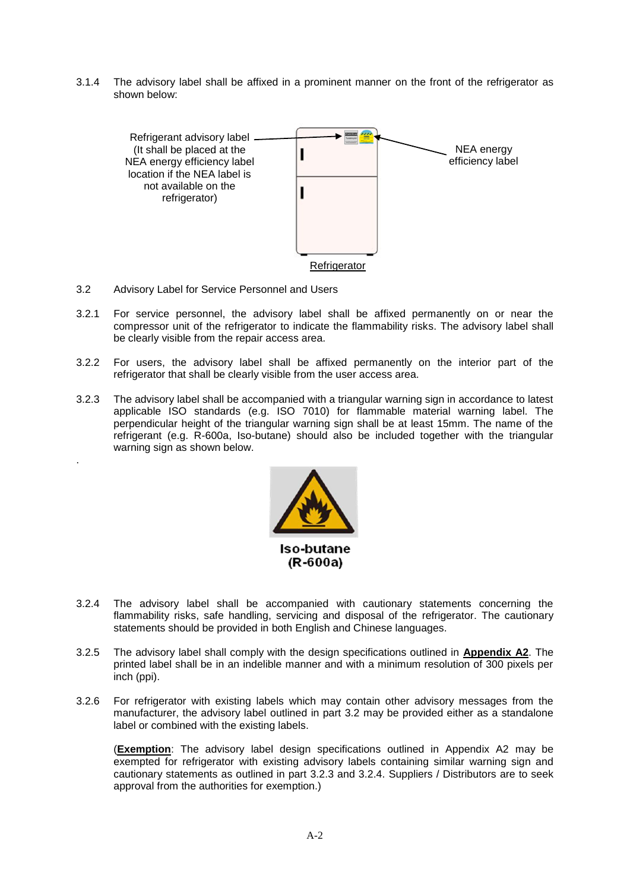3.1.4 The advisory label shall be affixed in a prominent manner on the front of the refrigerator as shown below:

Refrigerant advisory label (It shall be placed at the NEA energy efficiency label location if the NEA label is not available on the refrigerator)

NEA energy efficiency label

Refrigerator

3.2 Advisory Label for Service Personnel and Users

3.2.1 For service personnel, the advisory label shall be affixed permanently on or near the compressor unit of the refrigerator to indicate the flammability risks. The advisory label shall be clearly visible from the repair access area.

3.2.2 For users, the advisory label shall be affixed permanently on the interior part of the refrigerator that shall be clearly visible from the user access area.

3.2.3 The advisory label shall be accompanied with a triangular warning sign in accordance to latest applicable ISO standards (e.g. ISO 7010) for flammable material warning label. The perpendicular height of the triangular warning sign shall be at least 15mm. The name of the refrigerant (e.g. R-600a, Iso-butane) should also be included together with the triangular warning sign as shown below.

**Iso-butane (R-600a)**

3.2.4 The advisory label shall be accompanied with cautionary statements concerning the flammability risks, safe handling, servicing and disposal of the refrigerator. The cautionary statements should be provided in both English and Chinese languages.

3.2.5 The advisory label shall comply with the design specifications outlined in **Appendix A2**. The printed label shall be in an indelible manner and with a minimum resolution of 300 pixels per inch (ppi).

3.2.6 For refrigerator with existing labels which may contain other advisory messages from the manufacturer, the advisory label outlined in part 3.2 may be provided either as a standalone label or combined with the existing labels.

(**Exemption**: The advisory label design specifications outlined in Appendix A2 may be exempted for refrigerator with existing advisory labels containing similar warning sign and cautionary statements as outlined in part 3.2.3 and 3.2.4. Suppliers / Distributors are to seek approval from the authorities for exemption.)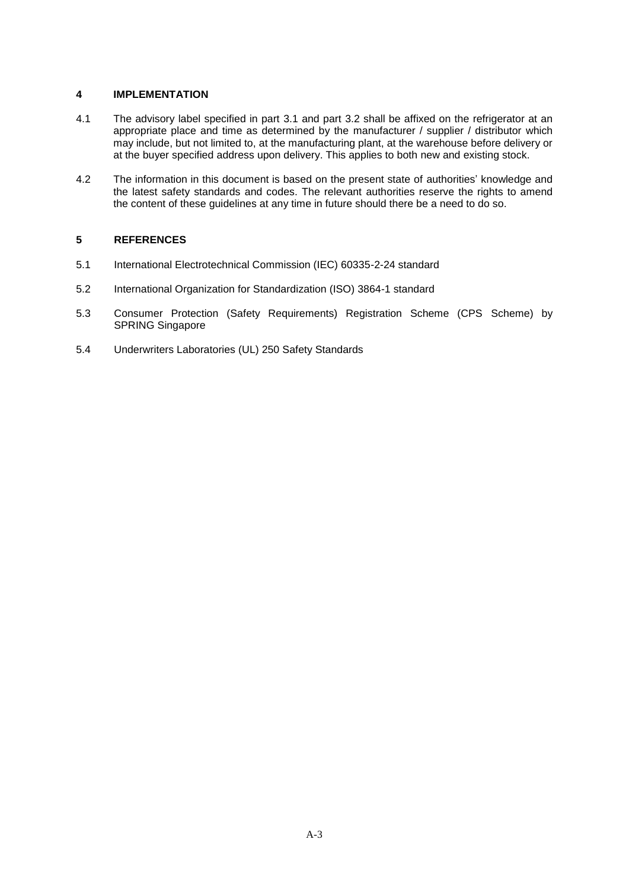## 4 IMPLEMENTATION

4.1 The advisory label specified in part 3.1 and part 3.2 shall be affixed on the refrigerator at an appropriate place and time as determined by the manufacturer / supplier / distributor which may include, but not limited to, at the manufacturing plant, at the warehouse before delivery or at the buyer specified address upon delivery. This applies to both new and existing stock.

4.2 The information in this document is based on the present state of authorities' knowledge and the latest safety standards and codes. The relevant authorities reserve the rights to amend the content of these guidelines at any time in future should there be a need to do so.

## 5 REFERENCES

5.1 International Electrotechnical Commission (IEC) 60335-2-24 standard

5.2 International Organization for Standardization (ISO) 3864-1 standard

5.3 Consumer Protection (Safety Requirements) Registration Scheme (CPS Scheme) by SPRING Singapore

5.4 Underwriters Laboratories (UL) 250 Safety Standards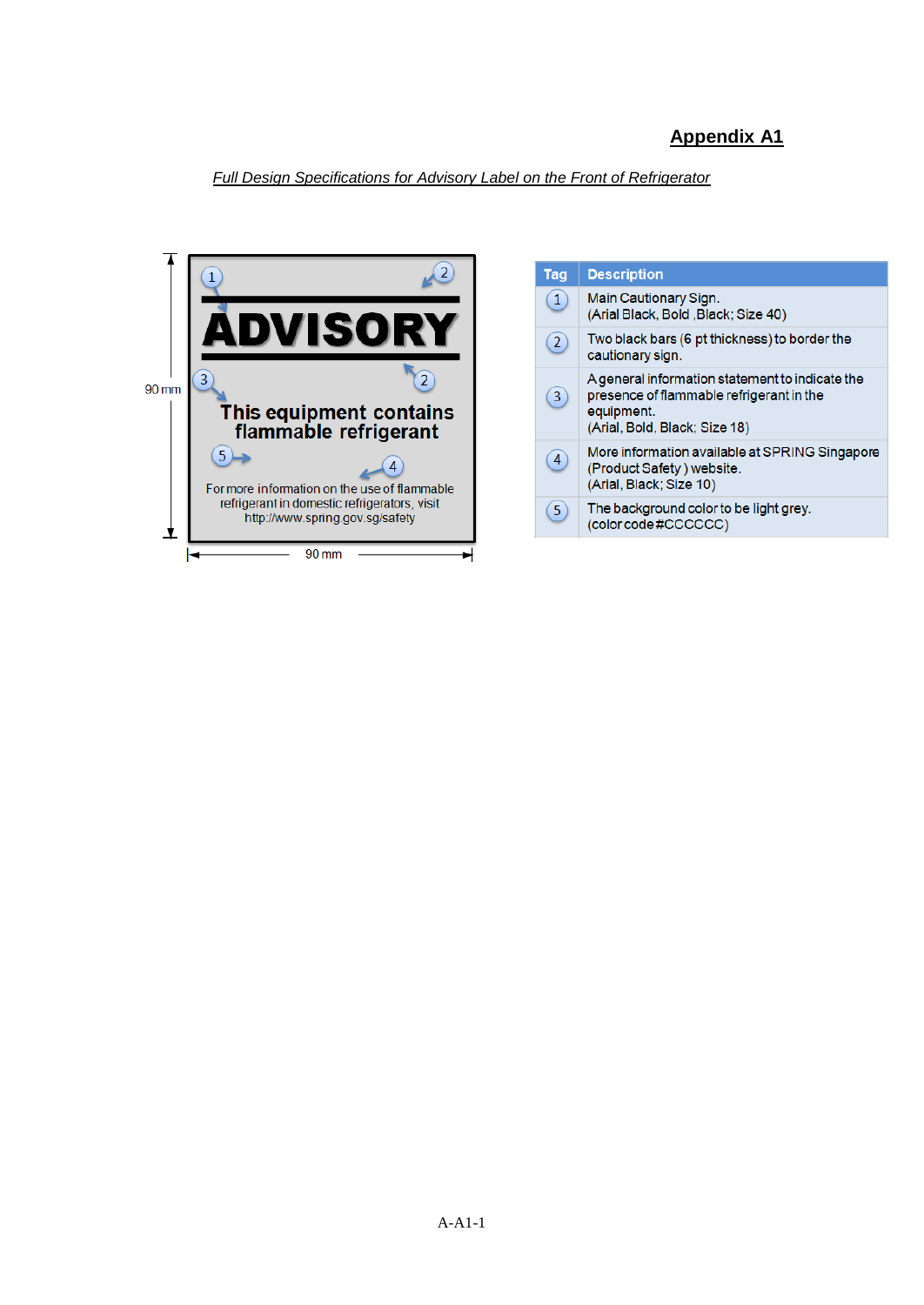## Appendix A1

*Full Design Specifications for Advisory Label on the Front of Refrigerator*

90 mm

**ADVISORY**

**This equipment contains flammable refrigerant**

For more information on the use of flammable refrigerant in domestic refrigerators, visit http://www.spring.gov.sg/safety

90 mm

| Tag | Description |
|---|---|
| 1 | Main Cautionary Sign. (Arial Black, Bold ,Black; Size 40) |
| 2 | Two black bars (6 pt thickness) to border the cautionary sign. |
| 3 | A general information statement to indicate the presence of flammable refrigerant in the equipment. (Arial, Bold, Black; Size 18) |
| 4 | More information available at SPRING Singapore (Product Safety ) website. (Arial, Black; Size 10) |
| 5 | The background color to be light grey. (color code #CCCCCC) |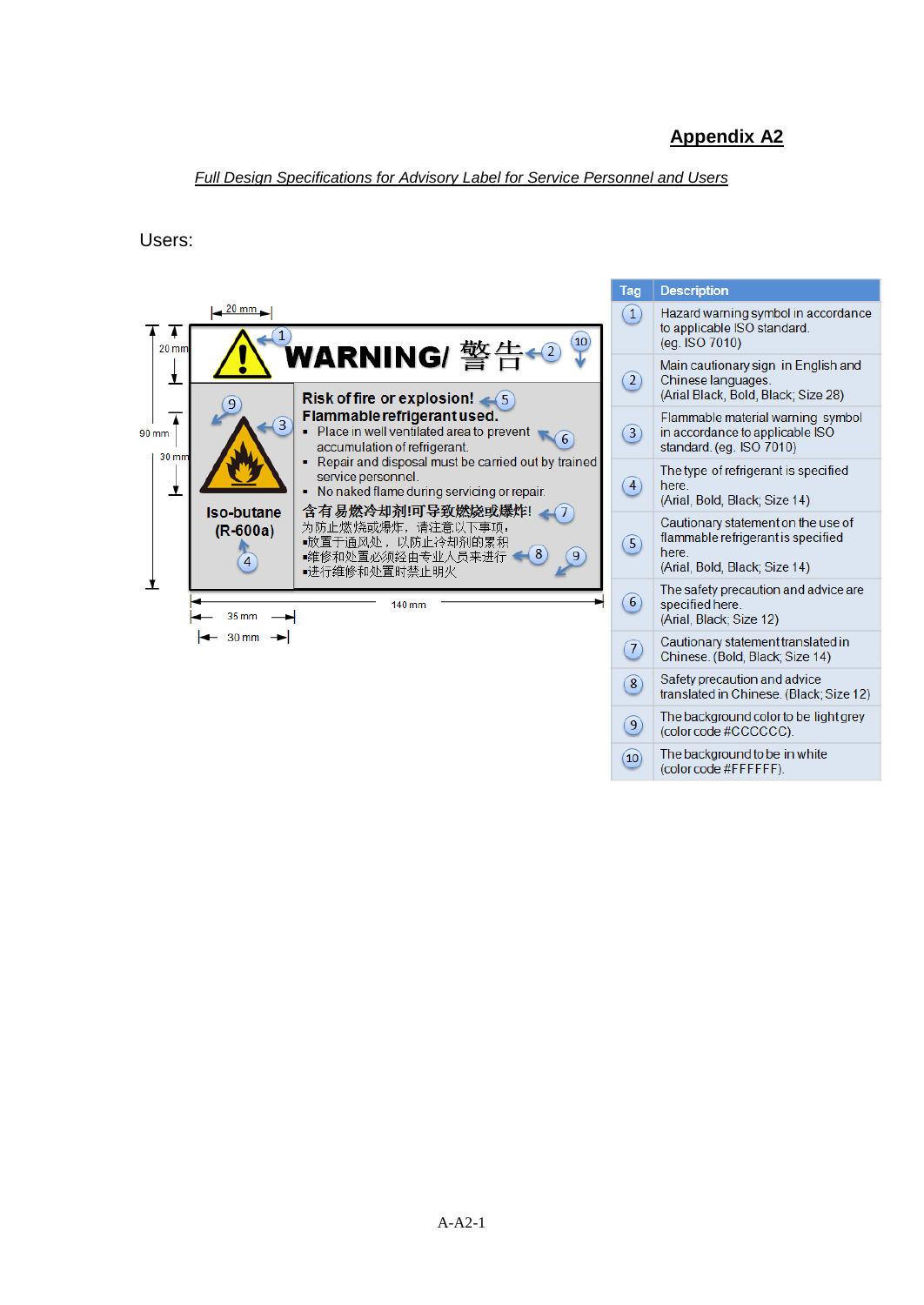# Appendix A2

*Full Design Specifications for Advisory Label for Service Personnel and Users*

Users:

20 mm

20 mm

90 mm

30 mm

WARNING/ 警告

Risk of fire or explosion!
Flammable refrigerant used.

- Place in well ventilated area to prevent accumulation of refrigerant.
- Repair and disposal must be carried out by trained service personnel.
- No naked flame during servicing or repair.

含有易燃冷却剂!可导致燃烧或爆炸!
为防止燃烧或爆炸，请注意以下事项：
▪放置于通风处，以防止冷却剂的累积
▪维修和处置必须经由专业人员来进行
▪进行维修和处置时禁止明火

Iso-butane (R-600a)

140 mm

35 mm

30 mm

| Tag | Description |
|---|---|
| 1 | Hazard warning symbol in accordance to applicable ISO standard. (eg. ISO 7010) |
| 2 | Main cautionary sign in English and Chinese languages. (Arial Black, Bold, Black; Size 28) |
| 3 | Flammable material warning symbol in accordance to applicable ISO standard. (eg. ISO 7010) |
| 4 | The type of refrigerant is specified here. (Arial, Bold, Black; Size 14) |
| 5 | Cautionary statement on the use of flammable refrigerant is specified here. (Arial, Bold, Black; Size 14) |
| 6 | The safety precaution and advice are specified here. (Arial, Black; Size 12) |
| 7 | Cautionary statement translated in Chinese. (Bold, Black; Size 14) |
| 8 | Safety precaution and advice translated in Chinese. (Black; Size 12) |
| 9 | The background color to be light grey (color code #CCCCCC). |
| 10 | The background to be in white (color code #FFFFFF). |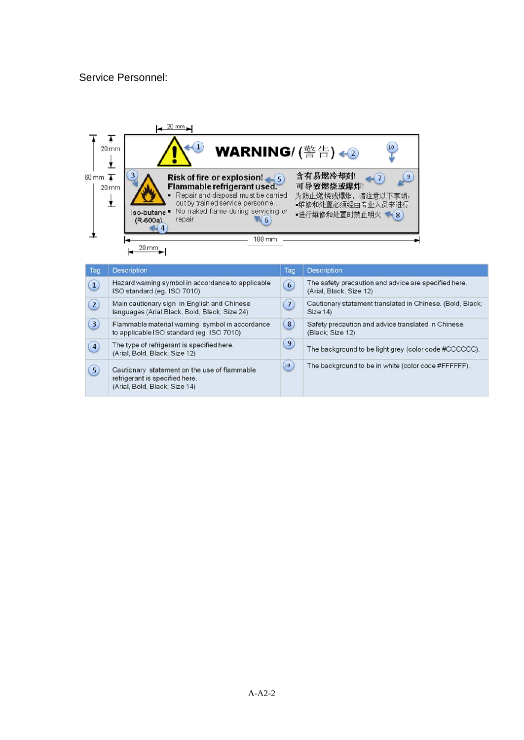Service Personnel:

20 mm

WARNING/ (警告)

60 mm

20 mm

20 mm

Risk of fire or explosion!
Flammable refrigerant used.

- Repair and disposal must be carried out by trained service personnel.
- No naked flame during servicing or repair.

Iso-butane
(R-600a)

含有易燃冷却剂!
可导致燃烧或爆炸!
为防止燃烧或爆炸，请注意以下事项：
•维修和处置必须经由专业人员来进行
•进行维修和处置时禁止明火

180 mm

20 mm

| Tag | Description | Tag | Description |
|---|---|---|---|
| 1 | Hazard warning symbol in accordance to applicable ISO standard (eg. ISO 7010) | 6 | The safety precaution and advice are specified here. (Arial, Black; Size 12) |
| 2 | Main cautionary sign in English and Chinese languages (Arial Black, Bold, Black; Size 24) | 7 | Cautionary statement translated in Chinese. (Bold, Black; Size 14) |
| 3 | Flammable material warning symbol in accordance to applicable ISO standard (eg. ISO 7010) | 8 | Safety precaution and advice translated in Chinese. (Black; Size 12) |
| 4 | The type of refrigerant is specified here. (Arial, Bold, Black; Size 12) | 9 | The background to be light grey (color code #CCCCCC). |
| 5 | Cautionary statement on the use of flammable refrigerant is specified here. (Arial, Bold, Black; Size 14) | 10 | The background to be in white (color code #FFFFFF). |